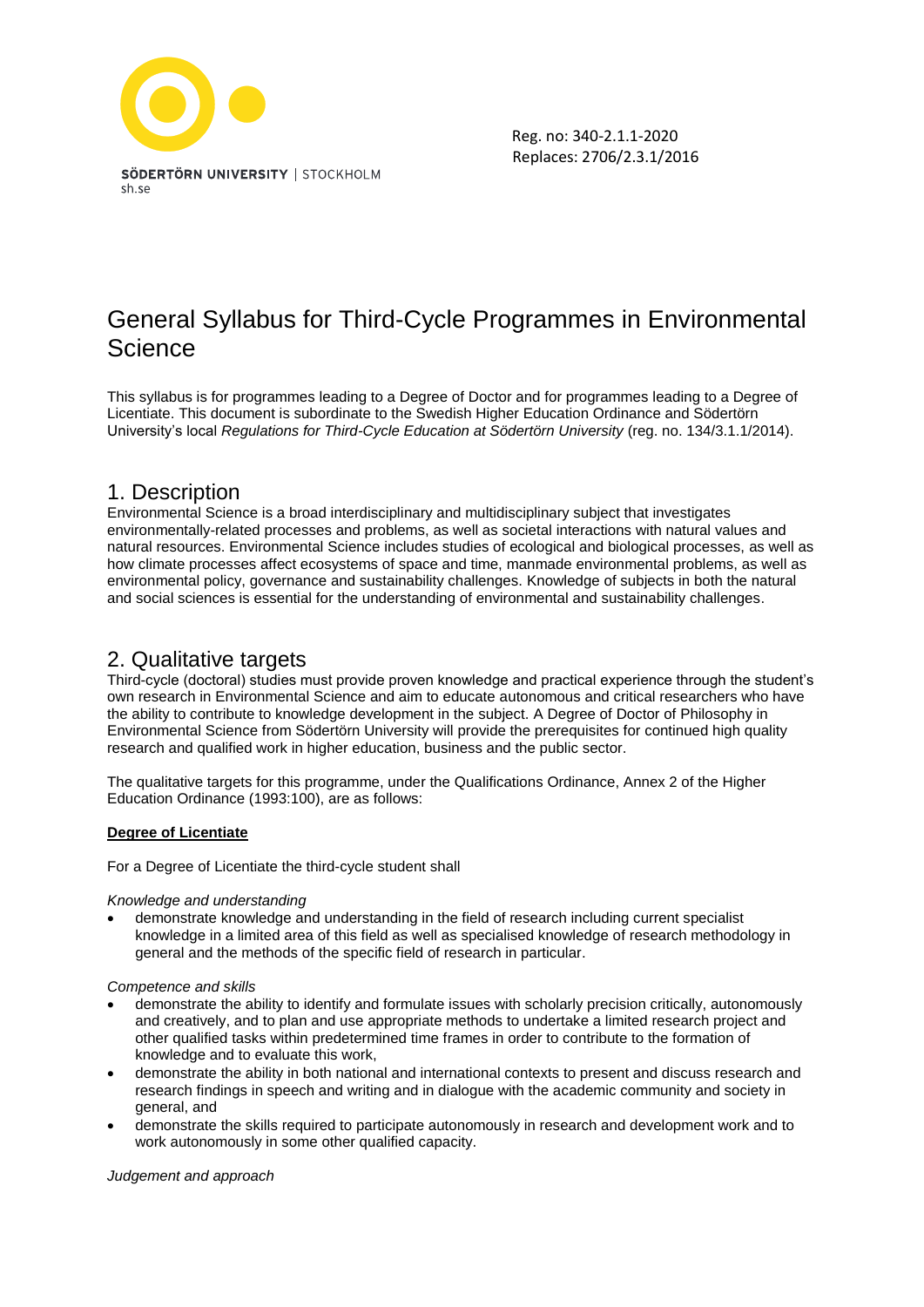SÖDERTÖRN UNIVERSITY | STOCKHOLM
sh.se

Reg. no: 340-2.1.1-2020
Replaces: 2706/2.3.1/2016

# General Syllabus for Third-Cycle Programmes in Environmental Science

This syllabus is for programmes leading to a Degree of Doctor and for programmes leading to a Degree of Licentiate. This document is subordinate to the Swedish Higher Education Ordinance and Södertörn University's local *Regulations for Third-Cycle Education at Södertörn University* (reg. no. 134/3.1.1/2014).

## 1. Description

Environmental Science is a broad interdisciplinary and multidisciplinary subject that investigates environmentally-related processes and problems, as well as societal interactions with natural values and natural resources. Environmental Science includes studies of ecological and biological processes, as well as how climate processes affect ecosystems of space and time, manmade environmental problems, as well as environmental policy, governance and sustainability challenges. Knowledge of subjects in both the natural and social sciences is essential for the understanding of environmental and sustainability challenges.

## 2. Qualitative targets

Third-cycle (doctoral) studies must provide proven knowledge and practical experience through the student's own research in Environmental Science and aim to educate autonomous and critical researchers who have the ability to contribute to knowledge development in the subject. A Degree of Doctor of Philosophy in Environmental Science from Södertörn University will provide the prerequisites for continued high quality research and qualified work in higher education, business and the public sector.

The qualitative targets for this programme, under the Qualifications Ordinance, Annex 2 of the Higher Education Ordinance (1993:100), are as follows:

**Degree of Licentiate**

For a Degree of Licentiate the third-cycle student shall

*Knowledge and understanding*

- demonstrate knowledge and understanding in the field of research including current specialist knowledge in a limited area of this field as well as specialised knowledge of research methodology in general and the methods of the specific field of research in particular.

*Competence and skills*

- demonstrate the ability to identify and formulate issues with scholarly precision critically, autonomously and creatively, and to plan and use appropriate methods to undertake a limited research project and other qualified tasks within predetermined time frames in order to contribute to the formation of knowledge and to evaluate this work,
- demonstrate the ability in both national and international contexts to present and discuss research and research findings in speech and writing and in dialogue with the academic community and society in general, and
- demonstrate the skills required to participate autonomously in research and development work and to work autonomously in some other qualified capacity.

*Judgement and approach*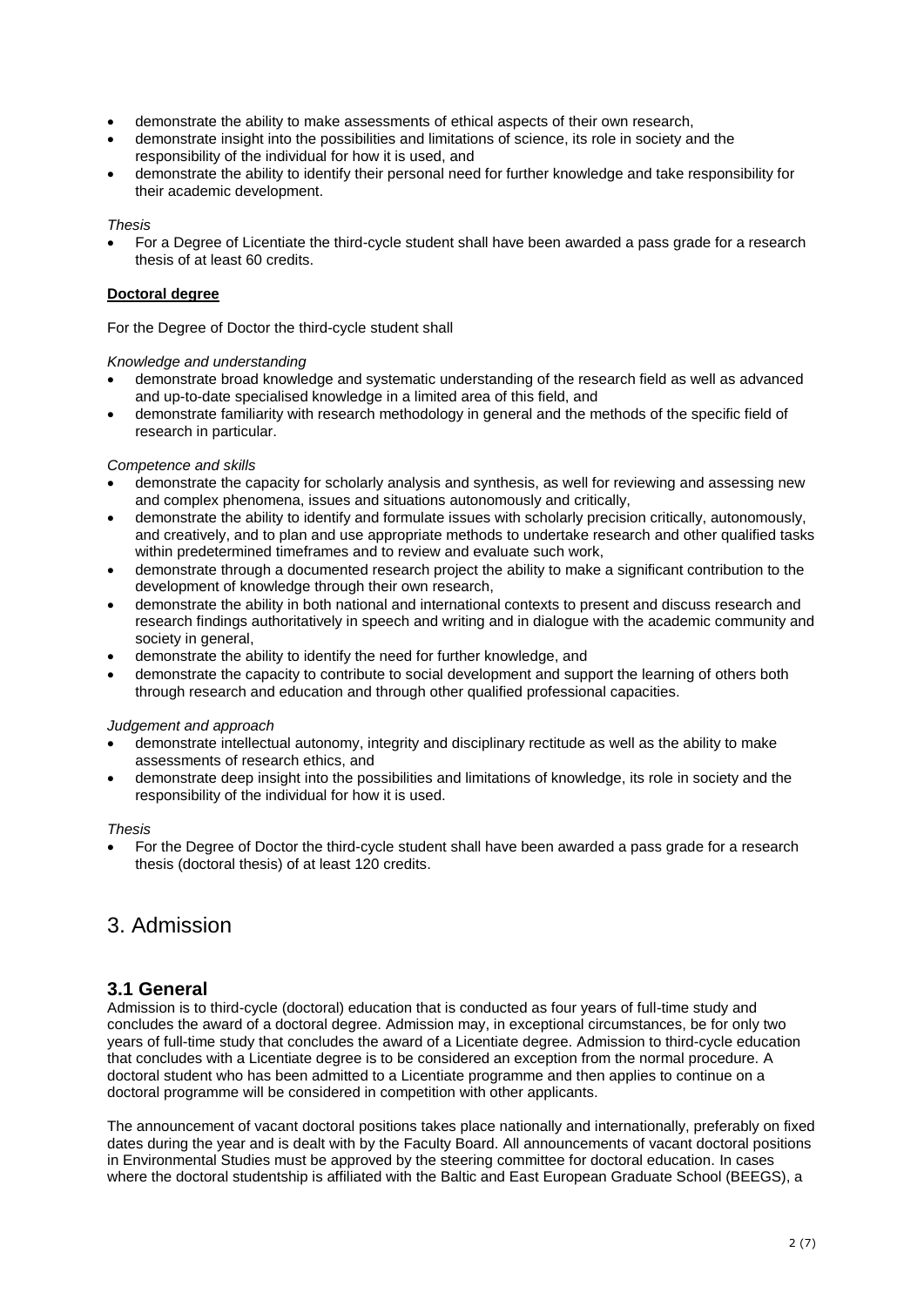- demonstrate the ability to make assessments of ethical aspects of their own research,
- demonstrate insight into the possibilities and limitations of science, its role in society and the responsibility of the individual for how it is used, and
- demonstrate the ability to identify their personal need for further knowledge and take responsibility for their academic development.

*Thesis*

- For a Degree of Licentiate the third-cycle student shall have been awarded a pass grade for a research thesis of at least 60 credits.

**Doctoral degree**

For the Degree of Doctor the third-cycle student shall

*Knowledge and understanding*

- demonstrate broad knowledge and systematic understanding of the research field as well as advanced and up-to-date specialised knowledge in a limited area of this field, and
- demonstrate familiarity with research methodology in general and the methods of the specific field of research in particular.

*Competence and skills*

- demonstrate the capacity for scholarly analysis and synthesis, as well for reviewing and assessing new and complex phenomena, issues and situations autonomously and critically,
- demonstrate the ability to identify and formulate issues with scholarly precision critically, autonomously, and creatively, and to plan and use appropriate methods to undertake research and other qualified tasks within predetermined timeframes and to review and evaluate such work,
- demonstrate through a documented research project the ability to make a significant contribution to the development of knowledge through their own research,
- demonstrate the ability in both national and international contexts to present and discuss research and research findings authoritatively in speech and writing and in dialogue with the academic community and society in general,
- demonstrate the ability to identify the need for further knowledge, and
- demonstrate the capacity to contribute to social development and support the learning of others both through research and education and through other qualified professional capacities.

*Judgement and approach*

- demonstrate intellectual autonomy, integrity and disciplinary rectitude as well as the ability to make assessments of research ethics, and
- demonstrate deep insight into the possibilities and limitations of knowledge, its role in society and the responsibility of the individual for how it is used.

*Thesis*

- For the Degree of Doctor the third-cycle student shall have been awarded a pass grade for a research thesis (doctoral thesis) of at least 120 credits.

# 3. Admission

## 3.1 General

Admission is to third-cycle (doctoral) education that is conducted as four years of full-time study and concludes the award of a doctoral degree. Admission may, in exceptional circumstances, be for only two years of full-time study that concludes the award of a Licentiate degree. Admission to third-cycle education that concludes with a Licentiate degree is to be considered an exception from the normal procedure. A doctoral student who has been admitted to a Licentiate programme and then applies to continue on a doctoral programme will be considered in competition with other applicants.

The announcement of vacant doctoral positions takes place nationally and internationally, preferably on fixed dates during the year and is dealt with by the Faculty Board. All announcements of vacant doctoral positions in Environmental Studies must be approved by the steering committee for doctoral education. In cases where the doctoral studentship is affiliated with the Baltic and East European Graduate School (BEEGS), a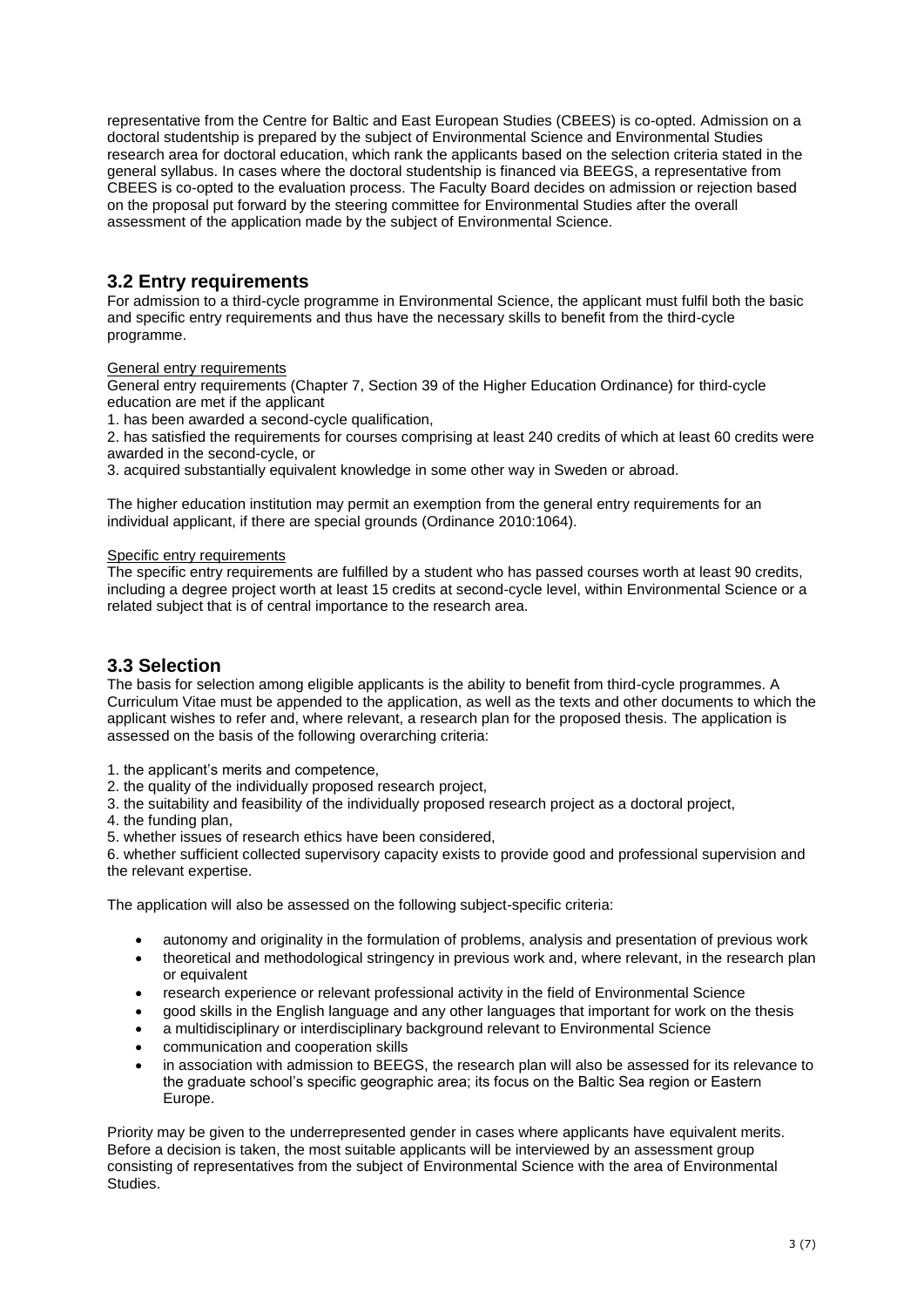representative from the Centre for Baltic and East European Studies (CBEES) is co-opted. Admission on a doctoral studentship is prepared by the subject of Environmental Science and Environmental Studies research area for doctoral education, which rank the applicants based on the selection criteria stated in the general syllabus. In cases where the doctoral studentship is financed via BEEGS, a representative from CBEES is co-opted to the evaluation process. The Faculty Board decides on admission or rejection based on the proposal put forward by the steering committee for Environmental Studies after the overall assessment of the application made by the subject of Environmental Science.

## 3.2 Entry requirements

For admission to a third-cycle programme in Environmental Science, the applicant must fulfil both the basic and specific entry requirements and thus have the necessary skills to benefit from the third-cycle programme.

General entry requirements

General entry requirements (Chapter 7, Section 39 of the Higher Education Ordinance) for third-cycle education are met if the applicant

1. has been awarded a second-cycle qualification,
2. has satisfied the requirements for courses comprising at least 240 credits of which at least 60 credits were awarded in the second-cycle, or
3. acquired substantially equivalent knowledge in some other way in Sweden or abroad.

The higher education institution may permit an exemption from the general entry requirements for an individual applicant, if there are special grounds (Ordinance 2010:1064).

Specific entry requirements

The specific entry requirements are fulfilled by a student who has passed courses worth at least 90 credits, including a degree project worth at least 15 credits at second-cycle level, within Environmental Science or a related subject that is of central importance to the research area.

## 3.3 Selection

The basis for selection among eligible applicants is the ability to benefit from third-cycle programmes. A Curriculum Vitae must be appended to the application, as well as the texts and other documents to which the applicant wishes to refer and, where relevant, a research plan for the proposed thesis. The application is assessed on the basis of the following overarching criteria:

1. the applicant's merits and competence,
2. the quality of the individually proposed research project,
3. the suitability and feasibility of the individually proposed research project as a doctoral project,
4. the funding plan,
5. whether issues of research ethics have been considered,
6. whether sufficient collected supervisory capacity exists to provide good and professional supervision and the relevant expertise.

The application will also be assessed on the following subject-specific criteria:

- autonomy and originality in the formulation of problems, analysis and presentation of previous work
- theoretical and methodological stringency in previous work and, where relevant, in the research plan or equivalent
- research experience or relevant professional activity in the field of Environmental Science
- good skills in the English language and any other languages that important for work on the thesis
- a multidisciplinary or interdisciplinary background relevant to Environmental Science
- communication and cooperation skills
- in association with admission to BEEGS, the research plan will also be assessed for its relevance to the graduate school's specific geographic area; its focus on the Baltic Sea region or Eastern Europe.

Priority may be given to the underrepresented gender in cases where applicants have equivalent merits. Before a decision is taken, the most suitable applicants will be interviewed by an assessment group consisting of representatives from the subject of Environmental Science with the area of Environmental Studies.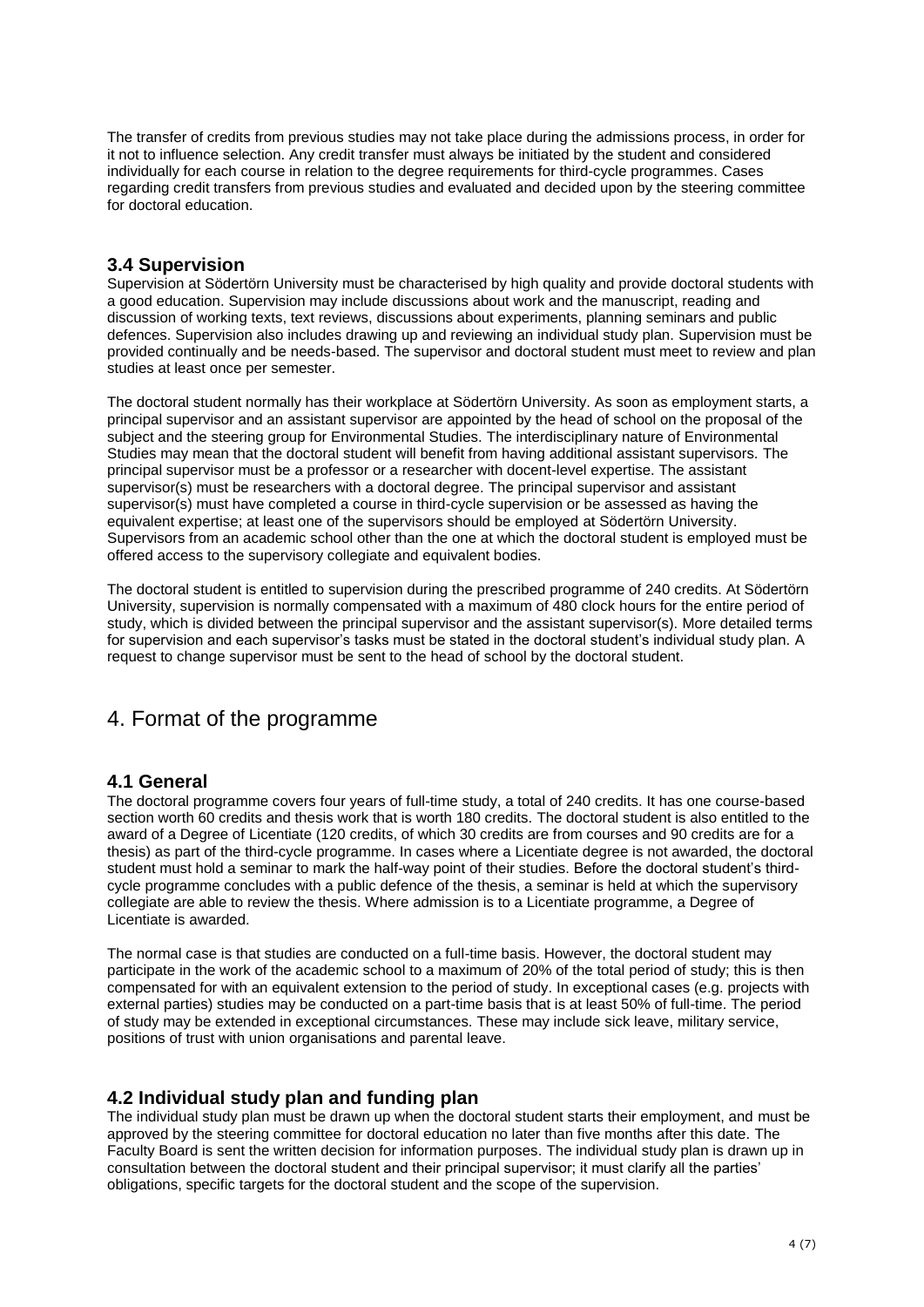The transfer of credits from previous studies may not take place during the admissions process, in order for it not to influence selection. Any credit transfer must always be initiated by the student and considered individually for each course in relation to the degree requirements for third-cycle programmes. Cases regarding credit transfers from previous studies and evaluated and decided upon by the steering committee for doctoral education.

### 3.4 Supervision

Supervision at Södertörn University must be characterised by high quality and provide doctoral students with a good education. Supervision may include discussions about work and the manuscript, reading and discussion of working texts, text reviews, discussions about experiments, planning seminars and public defences. Supervision also includes drawing up and reviewing an individual study plan. Supervision must be provided continually and be needs-based. The supervisor and doctoral student must meet to review and plan studies at least once per semester.

The doctoral student normally has their workplace at Södertörn University. As soon as employment starts, a principal supervisor and an assistant supervisor are appointed by the head of school on the proposal of the subject and the steering group for Environmental Studies. The interdisciplinary nature of Environmental Studies may mean that the doctoral student will benefit from having additional assistant supervisors. The principal supervisor must be a professor or a researcher with docent-level expertise. The assistant supervisor(s) must be researchers with a doctoral degree. The principal supervisor and assistant supervisor(s) must have completed a course in third-cycle supervision or be assessed as having the equivalent expertise; at least one of the supervisors should be employed at Södertörn University. Supervisors from an academic school other than the one at which the doctoral student is employed must be offered access to the supervisory collegiate and equivalent bodies.

The doctoral student is entitled to supervision during the prescribed programme of 240 credits. At Södertörn University, supervision is normally compensated with a maximum of 480 clock hours for the entire period of study, which is divided between the principal supervisor and the assistant supervisor(s). More detailed terms for supervision and each supervisor's tasks must be stated in the doctoral student's individual study plan. A request to change supervisor must be sent to the head of school by the doctoral student.

## 4. Format of the programme

### 4.1 General

The doctoral programme covers four years of full-time study, a total of 240 credits. It has one course-based section worth 60 credits and thesis work that is worth 180 credits. The doctoral student is also entitled to the award of a Degree of Licentiate (120 credits, of which 30 credits are from courses and 90 credits are for a thesis) as part of the third-cycle programme. In cases where a Licentiate degree is not awarded, the doctoral student must hold a seminar to mark the half-way point of their studies. Before the doctoral student's third-cycle programme concludes with a public defence of the thesis, a seminar is held at which the supervisory collegiate are able to review the thesis. Where admission is to a Licentiate programme, a Degree of Licentiate is awarded.

The normal case is that studies are conducted on a full-time basis. However, the doctoral student may participate in the work of the academic school to a maximum of 20% of the total period of study; this is then compensated for with an equivalent extension to the period of study. In exceptional cases (e.g. projects with external parties) studies may be conducted on a part-time basis that is at least 50% of full-time. The period of study may be extended in exceptional circumstances. These may include sick leave, military service, positions of trust with union organisations and parental leave.

### 4.2 Individual study plan and funding plan

The individual study plan must be drawn up when the doctoral student starts their employment, and must be approved by the steering committee for doctoral education no later than five months after this date. The Faculty Board is sent the written decision for information purposes. The individual study plan is drawn up in consultation between the doctoral student and their principal supervisor; it must clarify all the parties' obligations, specific targets for the doctoral student and the scope of the supervision.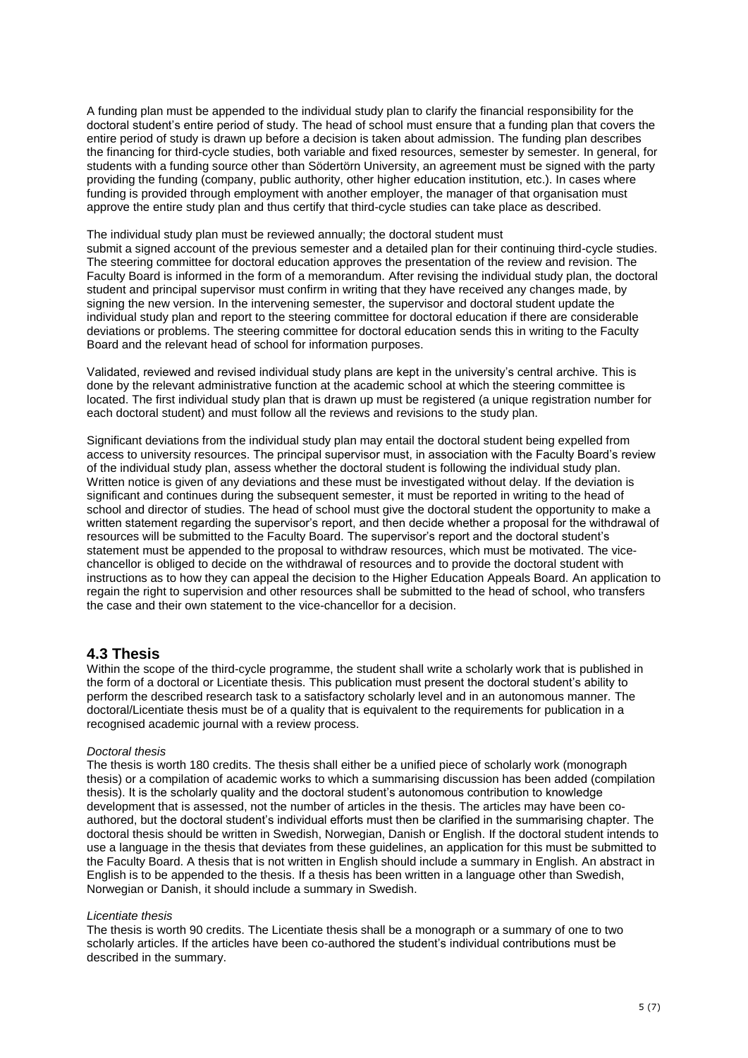A funding plan must be appended to the individual study plan to clarify the financial responsibility for the doctoral student's entire period of study. The head of school must ensure that a funding plan that covers the entire period of study is drawn up before a decision is taken about admission. The funding plan describes the financing for third-cycle studies, both variable and fixed resources, semester by semester. In general, for students with a funding source other than Södertörn University, an agreement must be signed with the party providing the funding (company, public authority, other higher education institution, etc.). In cases where funding is provided through employment with another employer, the manager of that organisation must approve the entire study plan and thus certify that third-cycle studies can take place as described.

The individual study plan must be reviewed annually; the doctoral student must submit a signed account of the previous semester and a detailed plan for their continuing third-cycle studies. The steering committee for doctoral education approves the presentation of the review and revision. The Faculty Board is informed in the form of a memorandum. After revising the individual study plan, the doctoral student and principal supervisor must confirm in writing that they have received any changes made, by signing the new version. In the intervening semester, the supervisor and doctoral student update the individual study plan and report to the steering committee for doctoral education if there are considerable deviations or problems. The steering committee for doctoral education sends this in writing to the Faculty Board and the relevant head of school for information purposes.

Validated, reviewed and revised individual study plans are kept in the university's central archive. This is done by the relevant administrative function at the academic school at which the steering committee is located. The first individual study plan that is drawn up must be registered (a unique registration number for each doctoral student) and must follow all the reviews and revisions to the study plan.

Significant deviations from the individual study plan may entail the doctoral student being expelled from access to university resources. The principal supervisor must, in association with the Faculty Board's review of the individual study plan, assess whether the doctoral student is following the individual study plan. Written notice is given of any deviations and these must be investigated without delay. If the deviation is significant and continues during the subsequent semester, it must be reported in writing to the head of school and director of studies. The head of school must give the doctoral student the opportunity to make a written statement regarding the supervisor's report, and then decide whether a proposal for the withdrawal of resources will be submitted to the Faculty Board. The supervisor's report and the doctoral student's statement must be appended to the proposal to withdraw resources, which must be motivated. The vice-chancellor is obliged to decide on the withdrawal of resources and to provide the doctoral student with instructions as to how they can appeal the decision to the Higher Education Appeals Board. An application to regain the right to supervision and other resources shall be submitted to the head of school, who transfers the case and their own statement to the vice-chancellor for a decision.

## 4.3 Thesis

Within the scope of the third-cycle programme, the student shall write a scholarly work that is published in the form of a doctoral or Licentiate thesis. This publication must present the doctoral student's ability to perform the described research task to a satisfactory scholarly level and in an autonomous manner. The doctoral/Licentiate thesis must be of a quality that is equivalent to the requirements for publication in a recognised academic journal with a review process.

*Doctoral thesis*

The thesis is worth 180 credits. The thesis shall either be a unified piece of scholarly work (monograph thesis) or a compilation of academic works to which a summarising discussion has been added (compilation thesis). It is the scholarly quality and the doctoral student's autonomous contribution to knowledge development that is assessed, not the number of articles in the thesis. The articles may have been co-authored, but the doctoral student's individual efforts must then be clarified in the summarising chapter. The doctoral thesis should be written in Swedish, Norwegian, Danish or English. If the doctoral student intends to use a language in the thesis that deviates from these guidelines, an application for this must be submitted to the Faculty Board. A thesis that is not written in English should include a summary in English. An abstract in English is to be appended to the thesis. If a thesis has been written in a language other than Swedish, Norwegian or Danish, it should include a summary in Swedish.

*Licentiate thesis*

The thesis is worth 90 credits. The Licentiate thesis shall be a monograph or a summary of one to two scholarly articles. If the articles have been co-authored the student's individual contributions must be described in the summary.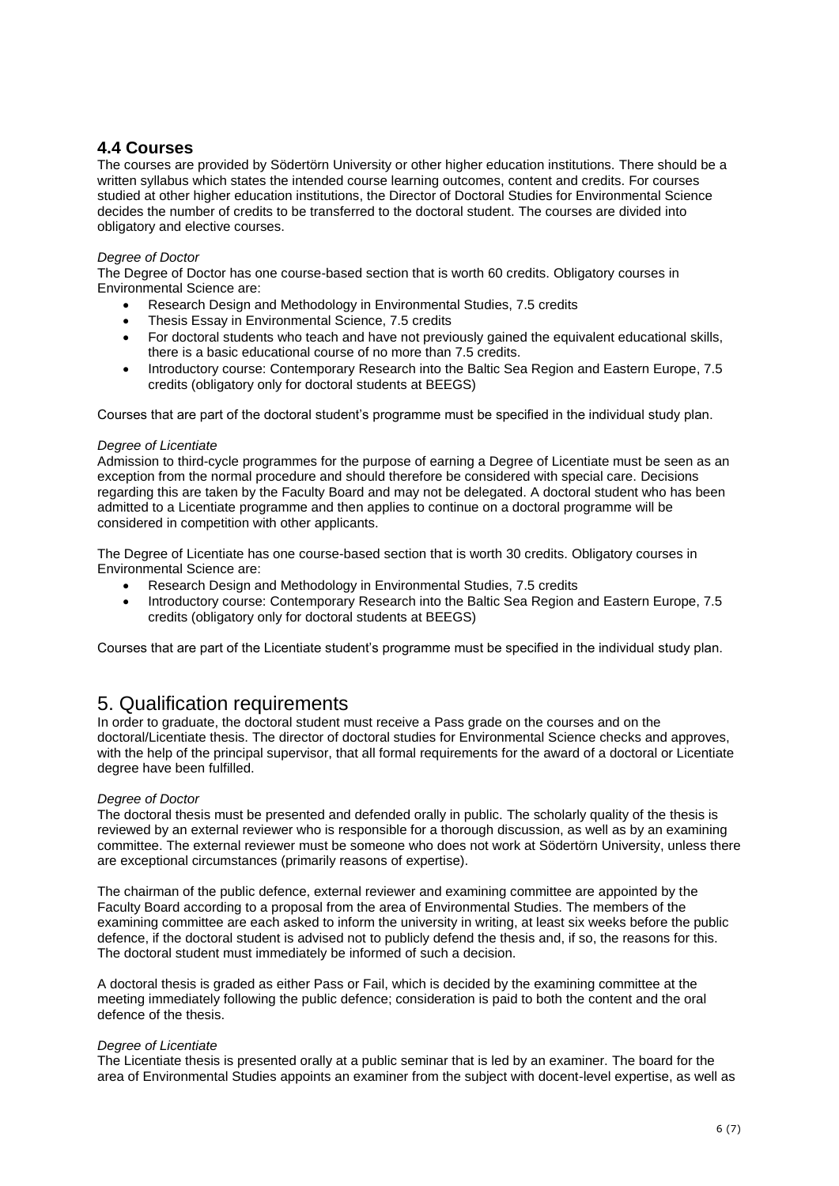### 4.4 Courses

The courses are provided by Södertörn University or other higher education institutions. There should be a written syllabus which states the intended course learning outcomes, content and credits. For courses studied at other higher education institutions, the Director of Doctoral Studies for Environmental Science decides the number of credits to be transferred to the doctoral student. The courses are divided into obligatory and elective courses.

*Degree of Doctor*

The Degree of Doctor has one course-based section that is worth 60 credits. Obligatory courses in Environmental Science are:

- Research Design and Methodology in Environmental Studies, 7.5 credits
- Thesis Essay in Environmental Science, 7.5 credits
- For doctoral students who teach and have not previously gained the equivalent educational skills, there is a basic educational course of no more than 7.5 credits.
- Introductory course: Contemporary Research into the Baltic Sea Region and Eastern Europe, 7.5 credits (obligatory only for doctoral students at BEEGS)

Courses that are part of the doctoral student's programme must be specified in the individual study plan.

*Degree of Licentiate*

Admission to third-cycle programmes for the purpose of earning a Degree of Licentiate must be seen as an exception from the normal procedure and should therefore be considered with special care. Decisions regarding this are taken by the Faculty Board and may not be delegated. A doctoral student who has been admitted to a Licentiate programme and then applies to continue on a doctoral programme will be considered in competition with other applicants.

The Degree of Licentiate has one course-based section that is worth 30 credits. Obligatory courses in Environmental Science are:

- Research Design and Methodology in Environmental Studies, 7.5 credits
- Introductory course: Contemporary Research into the Baltic Sea Region and Eastern Europe, 7.5 credits (obligatory only for doctoral students at BEEGS)

Courses that are part of the Licentiate student's programme must be specified in the individual study plan.

## 5. Qualification requirements

In order to graduate, the doctoral student must receive a Pass grade on the courses and on the doctoral/Licentiate thesis. The director of doctoral studies for Environmental Science checks and approves, with the help of the principal supervisor, that all formal requirements for the award of a doctoral or Licentiate degree have been fulfilled.

*Degree of Doctor*

The doctoral thesis must be presented and defended orally in public. The scholarly quality of the thesis is reviewed by an external reviewer who is responsible for a thorough discussion, as well as by an examining committee. The external reviewer must be someone who does not work at Södertörn University, unless there are exceptional circumstances (primarily reasons of expertise).

The chairman of the public defence, external reviewer and examining committee are appointed by the Faculty Board according to a proposal from the area of Environmental Studies. The members of the examining committee are each asked to inform the university in writing, at least six weeks before the public defence, if the doctoral student is advised not to publicly defend the thesis and, if so, the reasons for this. The doctoral student must immediately be informed of such a decision.

A doctoral thesis is graded as either Pass or Fail, which is decided by the examining committee at the meeting immediately following the public defence; consideration is paid to both the content and the oral defence of the thesis.

*Degree of Licentiate*

The Licentiate thesis is presented orally at a public seminar that is led by an examiner. The board for the area of Environmental Studies appoints an examiner from the subject with docent-level expertise, as well as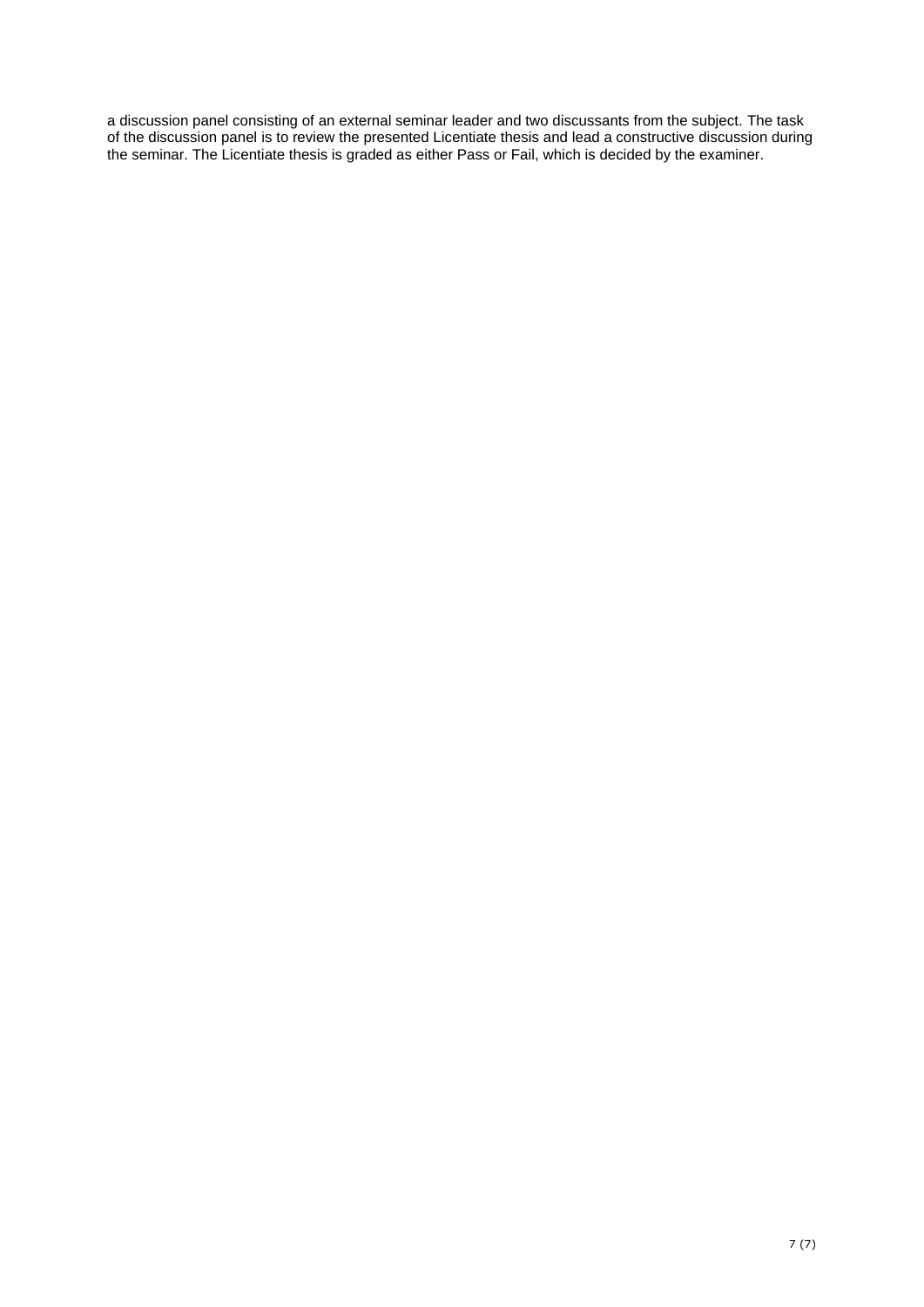a discussion panel consisting of an external seminar leader and two discussants from the subject. The task of the discussion panel is to review the presented Licentiate thesis and lead a constructive discussion during the seminar. The Licentiate thesis is graded as either Pass or Fail, which is decided by the examiner.